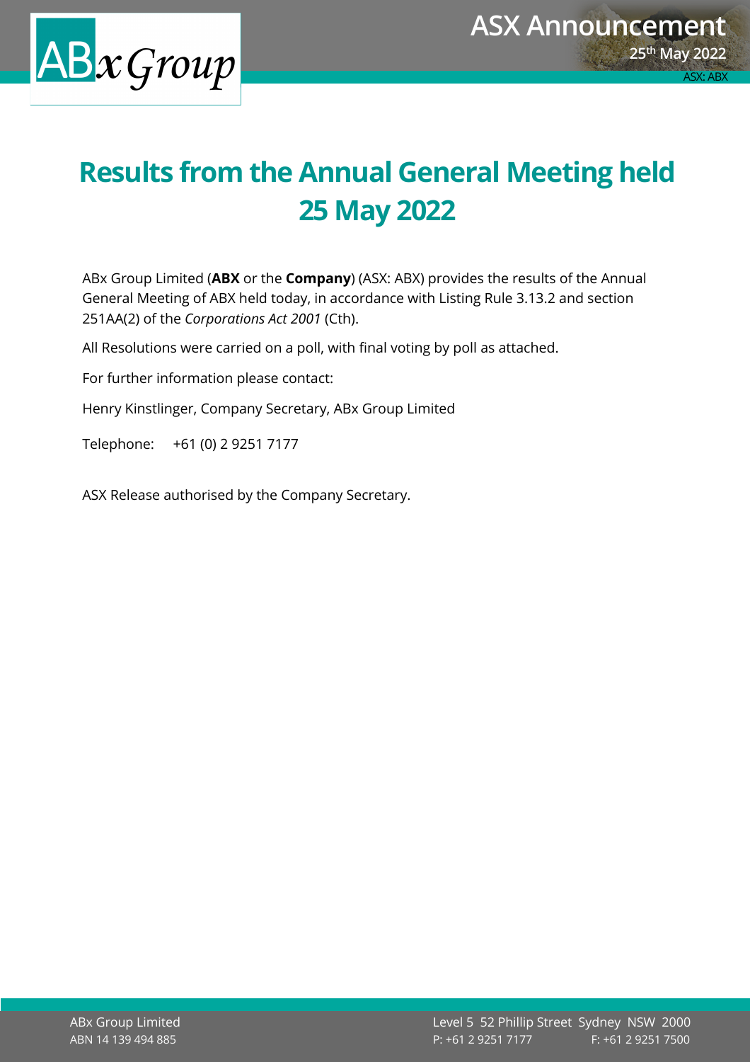# Results from the Annual General Meeting held 25 May 2022

ABx Group Limited (**ABX** or the **Company**) (ASX: ABX) provides the results of the Annual General Meeting of ABX held today, in accordance with Listing Rule 3.13.2 and section 251AA(2) of the *Corporations Act 2001* (Cth).

All Resolutions were carried on a poll, with final voting by poll as attached.

For further information please contact:

Henry Kinstlinger, Company Secretary, ABx Group Limited

Telephone: +61 (0) 2 9251 7177

ASX Release authorised by the Company Secretary.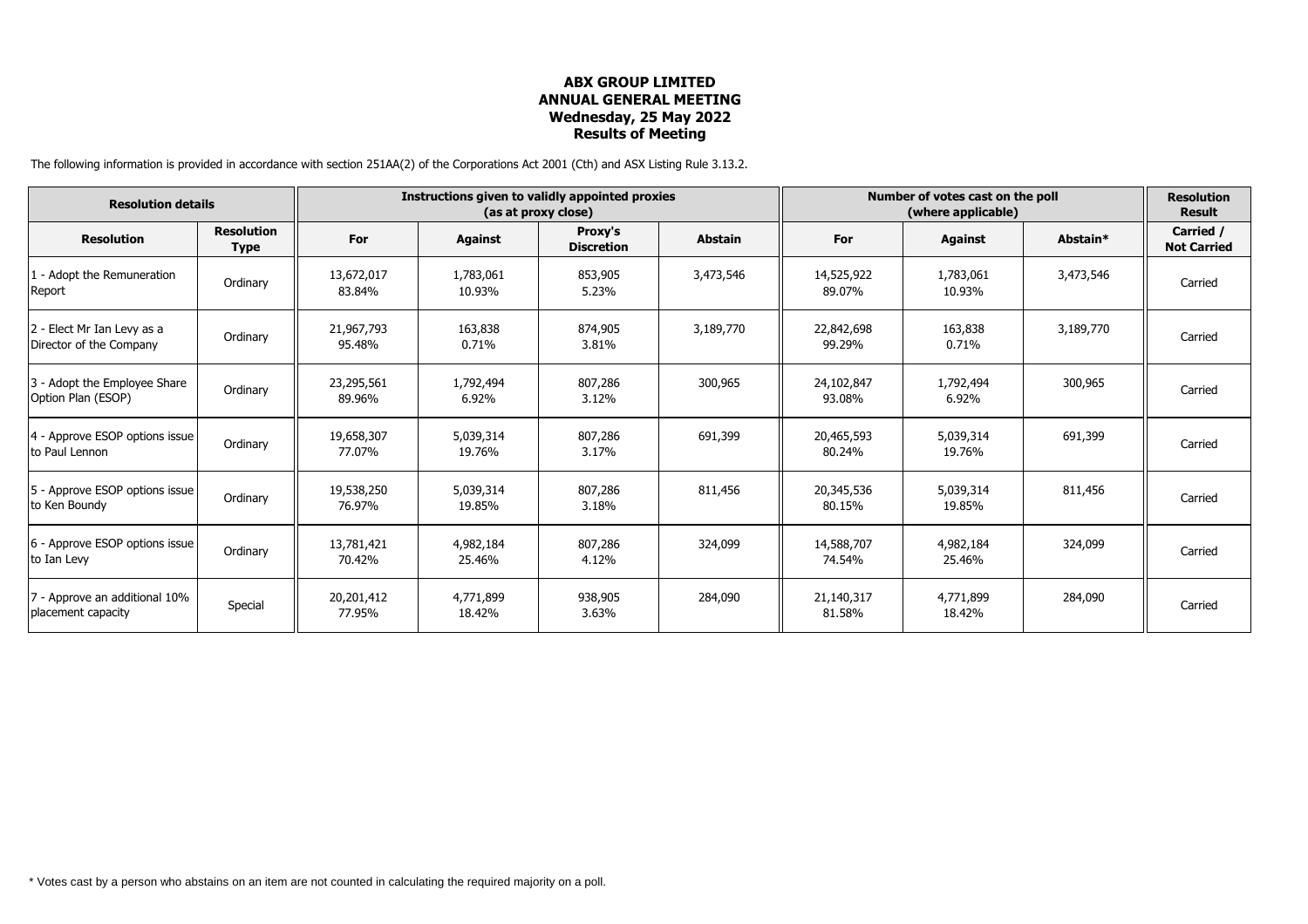**ABX GROUP LIMITED**
**ANNUAL GENERAL MEETING**
**Wednesday, 25 May 2022**
**Results of Meeting**

The following information is provided in accordance with section 251AA(2) of the Corporations Act 2001 (Cth) and ASX Listing Rule 3.13.2.

| Resolution details | | Instructions given to validly appointed proxies (as at proxy close) | | | | Number of votes cast on the poll (where applicable) | | | Resolution Result |
|---|---|---|---|---|---|---|---|---|---|
| **Resolution** | **Resolution Type** | **For** | **Against** | **Proxy's Discretion** | **Abstain** | **For** | **Against** | **Abstain*** | **Carried / Not Carried** |
| 1 - Adopt the Remuneration Report | Ordinary | 13,672,017 83.84% | 1,783,061 10.93% | 853,905 5.23% | 3,473,546 | 14,525,922 89.07% | 1,783,061 10.93% | 3,473,546 | Carried |
| 2 - Elect Mr Ian Levy as a Director of the Company | Ordinary | 21,967,793 95.48% | 163,838 0.71% | 874,905 3.81% | 3,189,770 | 22,842,698 99.29% | 163,838 0.71% | 3,189,770 | Carried |
| 3 - Adopt the Employee Share Option Plan (ESOP) | Ordinary | 23,295,561 89.96% | 1,792,494 6.92% | 807,286 3.12% | 300,965 | 24,102,847 93.08% | 1,792,494 6.92% | 300,965 | Carried |
| 4 - Approve ESOP options issue to Paul Lennon | Ordinary | 19,658,307 77.07% | 5,039,314 19.76% | 807,286 3.17% | 691,399 | 20,465,593 80.24% | 5,039,314 19.76% | 691,399 | Carried |
| 5 - Approve ESOP options issue to Ken Boundy | Ordinary | 19,538,250 76.97% | 5,039,314 19.85% | 807,286 3.18% | 811,456 | 20,345,536 80.15% | 5,039,314 19.85% | 811,456 | Carried |
| 6 - Approve ESOP options issue to Ian Levy | Ordinary | 13,781,421 70.42% | 4,982,184 25.46% | 807,286 4.12% | 324,099 | 14,588,707 74.54% | 4,982,184 25.46% | 324,099 | Carried |
| 7 - Approve an additional 10% placement capacity | Special | 20,201,412 77.95% | 4,771,899 18.42% | 938,905 3.63% | 284,090 | 21,140,317 81.58% | 4,771,899 18.42% | 284,090 | Carried |

* Votes cast by a person who abstains on an item are not counted in calculating the required majority on a poll.